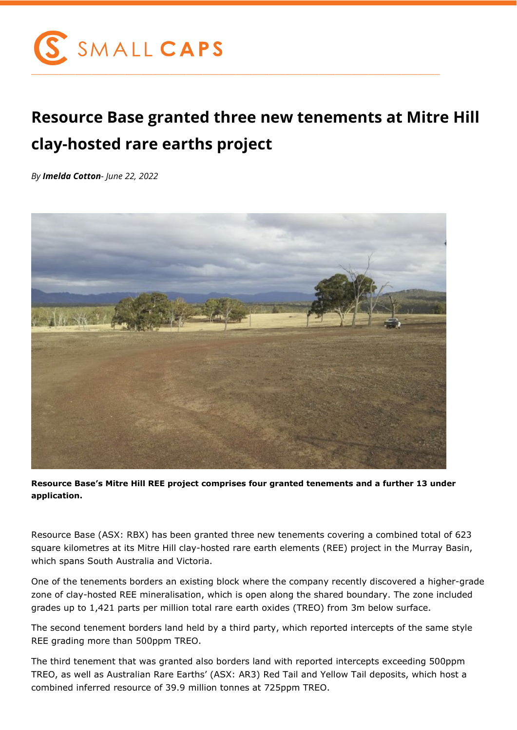# Resource Base granted three new tenements at Mitre Hill clay-hosted rare earths project

*By **Imelda Cotton**- June 22, 2022*

**Resource Base's Mitre Hill REE project comprises four granted tenements and a further 13 under application.**

Resource Base (ASX: RBX) has been granted three new tenements covering a combined total of 623 square kilometres at its Mitre Hill clay-hosted rare earth elements (REE) project in the Murray Basin, which spans South Australia and Victoria.

One of the tenements borders an existing block where the company recently discovered a higher-grade zone of clay-hosted REE mineralisation, which is open along the shared boundary. The zone included grades up to 1,421 parts per million total rare earth oxides (TREO) from 3m below surface.

The second tenement borders land held by a third party, which reported intercepts of the same style REE grading more than 500ppm TREO.

The third tenement that was granted also borders land with reported intercepts exceeding 500ppm TREO, as well as Australian Rare Earths' (ASX: AR3) Red Tail and Yellow Tail deposits, which host a combined inferred resource of 39.9 million tonnes at 725ppm TREO.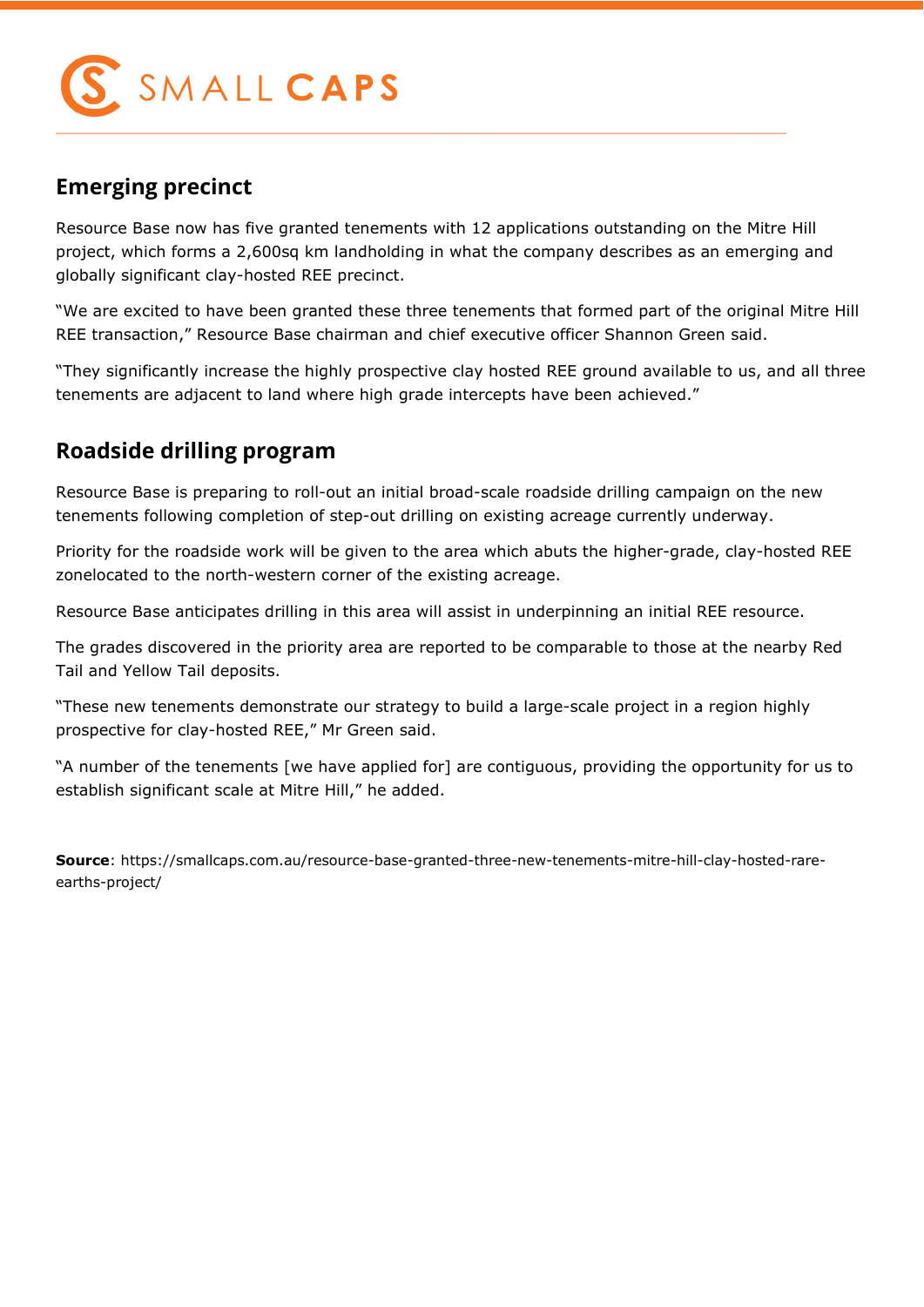## Emerging precinct

Resource Base now has five granted tenements with 12 applications outstanding on the Mitre Hill project, which forms a 2,600sq km landholding in what the company describes as an emerging and globally significant clay-hosted REE precinct.

"We are excited to have been granted these three tenements that formed part of the original Mitre Hill REE transaction," Resource Base chairman and chief executive officer Shannon Green said.

"They significantly increase the highly prospective clay hosted REE ground available to us, and all three tenements are adjacent to land where high grade intercepts have been achieved."

## Roadside drilling program

Resource Base is preparing to roll-out an initial broad-scale roadside drilling campaign on the new tenements following completion of step-out drilling on existing acreage currently underway.

Priority for the roadside work will be given to the area which abuts the higher-grade, clay-hosted REE zonelocated to the north-western corner of the existing acreage.

Resource Base anticipates drilling in this area will assist in underpinning an initial REE resource.

The grades discovered in the priority area are reported to be comparable to those at the nearby Red Tail and Yellow Tail deposits.

"These new tenements demonstrate our strategy to build a large-scale project in a region highly prospective for clay-hosted REE," Mr Green said.

"A number of the tenements [we have applied for] are contiguous, providing the opportunity for us to establish significant scale at Mitre Hill," he added.

**Source**: https://smallcaps.com.au/resource-base-granted-three-new-tenements-mitre-hill-clay-hosted-rare-earths-project/